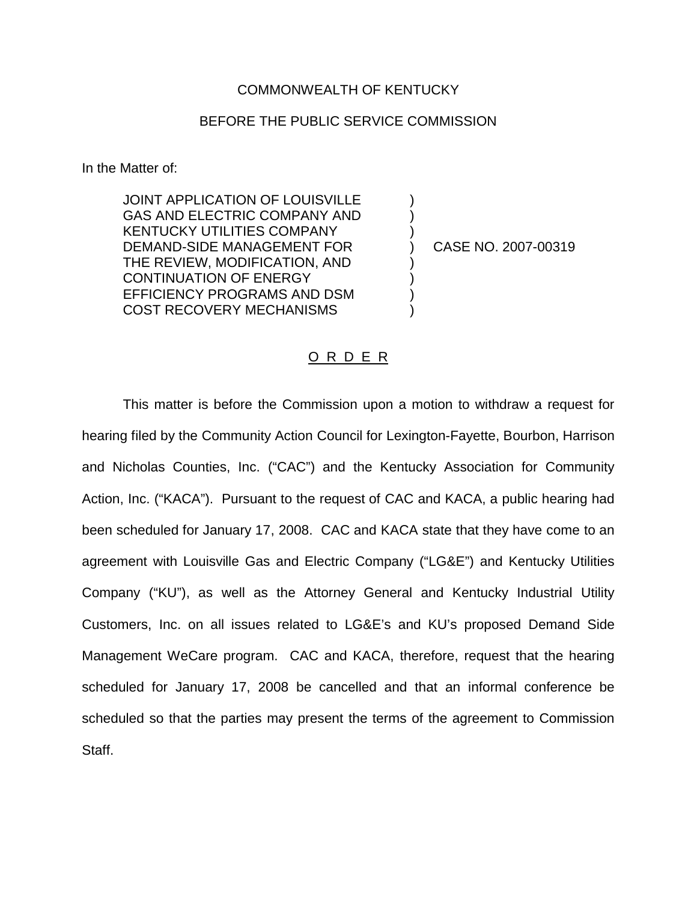COMMONWEALTH OF KENTUCKY

BEFORE THE PUBLIC SERVICE COMMISSION

In the Matter of:

| | | |
|---|---|---|
| JOINT APPLICATION OF LOUISVILLE GAS AND ELECTRIC COMPANY AND KENTUCKY UTILITIES COMPANY DEMAND-SIDE MANAGEMENT FOR THE REVIEW, MODIFICATION, AND CONTINUATION OF ENERGY EFFICIENCY PROGRAMS AND DSM COST RECOVERY MECHANISMS | ) | CASE NO. 2007-00319 |

O R D E R

This matter is before the Commission upon a motion to withdraw a request for hearing filed by the Community Action Council for Lexington-Fayette, Bourbon, Harrison and Nicholas Counties, Inc. ("CAC") and the Kentucky Association for Community Action, Inc. ("KACA"). Pursuant to the request of CAC and KACA, a public hearing had been scheduled for January 17, 2008. CAC and KACA state that they have come to an agreement with Louisville Gas and Electric Company ("LG&E") and Kentucky Utilities Company ("KU"), as well as the Attorney General and Kentucky Industrial Utility Customers, Inc. on all issues related to LG&E's and KU's proposed Demand Side Management WeCare program. CAC and KACA, therefore, request that the hearing scheduled for January 17, 2008 be cancelled and that an informal conference be scheduled so that the parties may present the terms of the agreement to Commission Staff.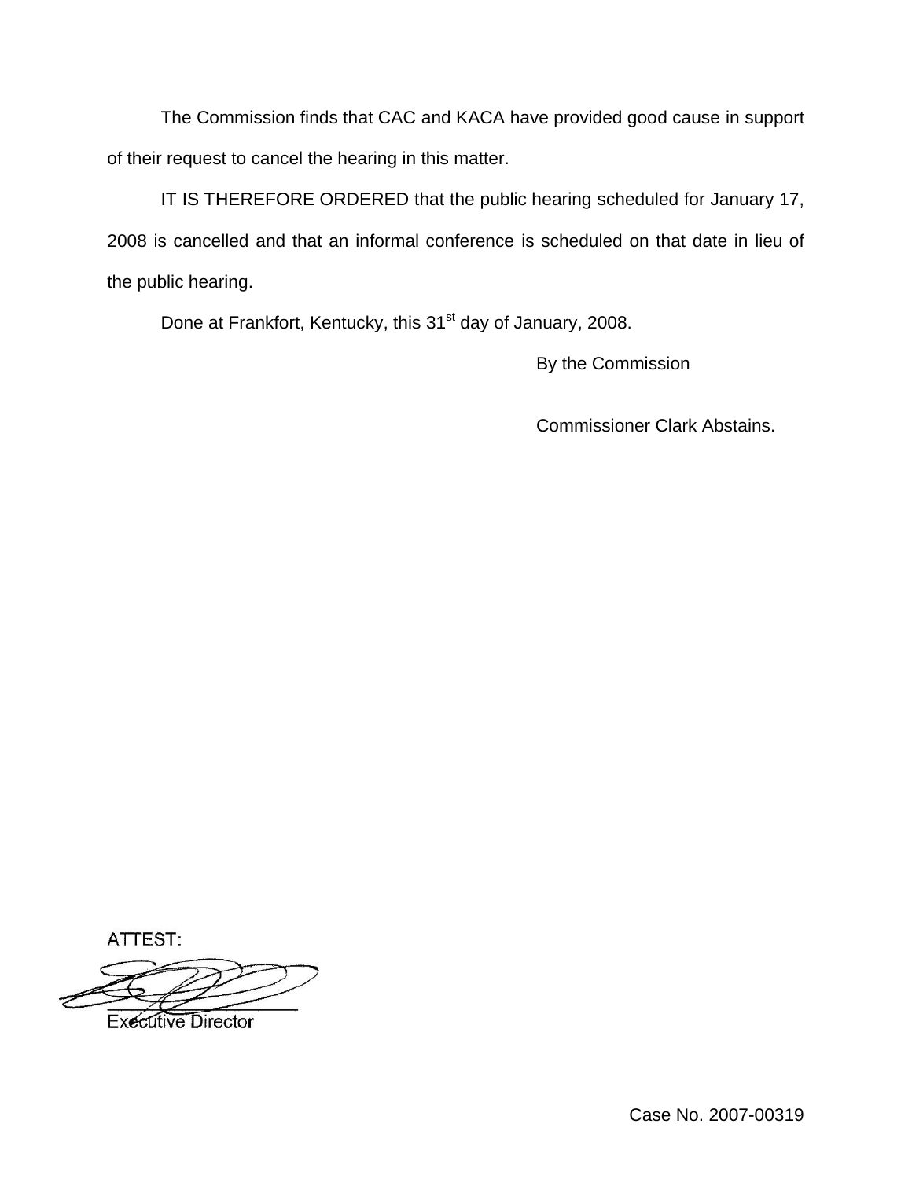The Commission finds that CAC and KACA have provided good cause in support of their request to cancel the hearing in this matter.

IT IS THEREFORE ORDERED that the public hearing scheduled for January 17, 2008 is cancelled and that an informal conference is scheduled on that date in lieu of the public hearing.

Done at Frankfort, Kentucky, this 31st day of January, 2008.

By the Commission

Commissioner Clark Abstains.

ATTEST:

Executive Director

Case No. 2007-00319